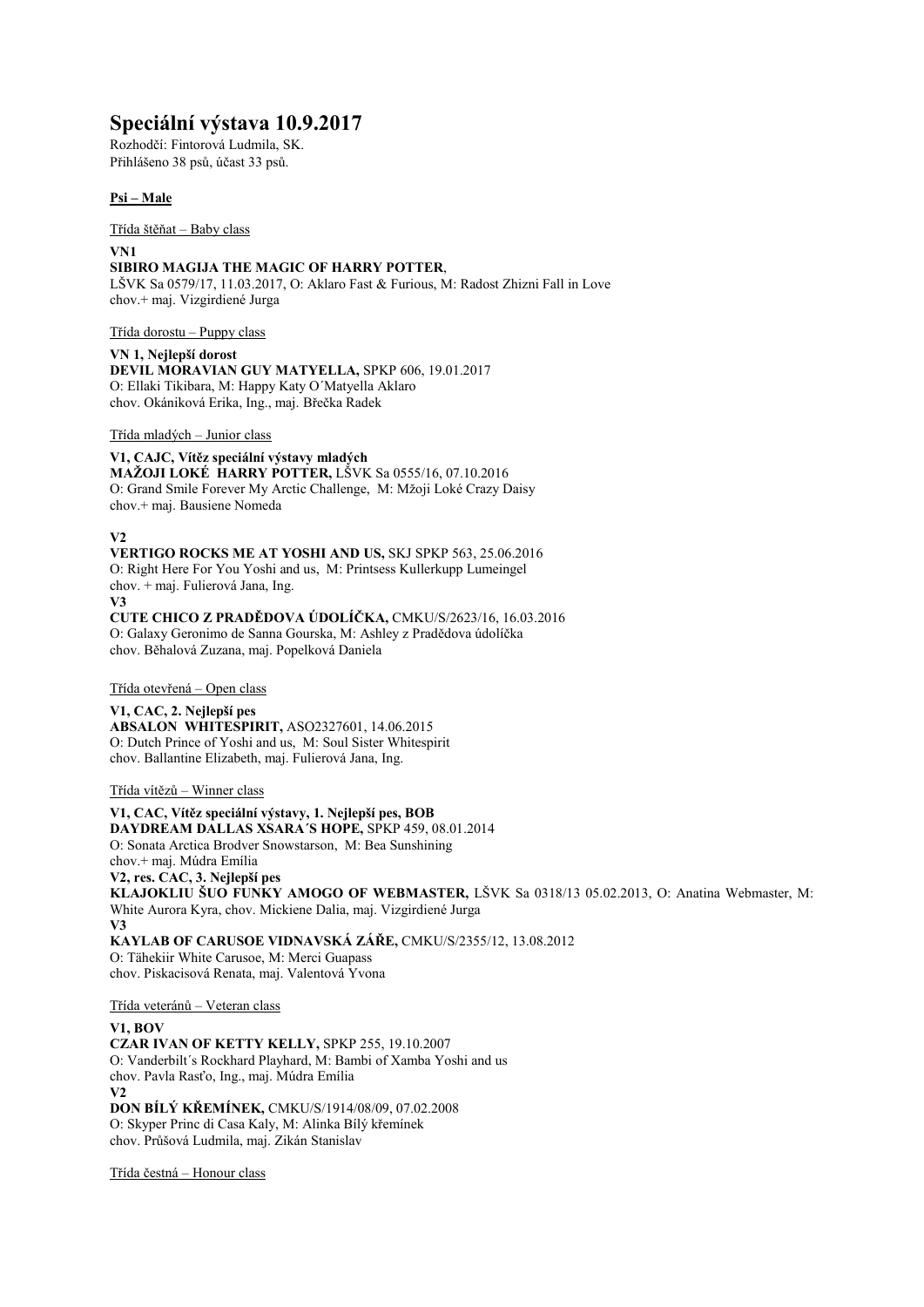# Speciální výstava 10.9.2017

Rozhodčí: Fintorová Ludmila, SK.
Přihlášeno 38 psů, účast 33 psů.

**Psi – Male**

Třída štěňat – Baby class

**VN1**
**SIBIRO MAGIJA THE MAGIC OF HARRY POTTER**,
LŠVK Sa 0579/17, 11.03.2017, O: Aklaro Fast & Furious, M: Radost Zhizni Fall in Love
chov.+ maj. Vizgirdiené Jurga

Třída dorostu – Puppy class

**VN 1, Nejlepší dorost**
**DEVIL MORAVIAN GUY MATYELLA,** SPKP 606, 19.01.2017
O: Ellaki Tikibara, M: Happy Katy O´Matyella Aklaro
chov. Okániková Erika, Ing., maj. Břečka Radek

Třída mladých – Junior class

**V1, CAJC, Vítěz speciální výstavy mladých**
**MAŽOJI LOKÉ HARRY POTTER,** LŠVK Sa 0555/16, 07.10.2016
O: Grand Smile Forever My Arctic Challenge, M: Mžoji Loké Crazy Daisy
chov.+ maj. Bausiene Nomeda

**V2**
**VERTIGO ROCKS ME AT YOSHI AND US,** SKJ SPKP 563, 25.06.2016
O: Right Here For You Yoshi and us, M: Printsess Kullerkupp Lumeingel
chov. + maj. Fulierová Jana, Ing.
**V3**
**CUTE CHICO Z PRADĚDOVA ÚDOLÍČKA,** CMKU/S/2623/16, 16.03.2016
O: Galaxy Geronimo de Sanna Gourska, M: Ashley z Pradědova údolíčka
chov. Běhalová Zuzana, maj. Popelková Daniela

Třída otevřená – Open class

**V1, CAC, 2. Nejlepší pes**
**ABSALON WHITESPIRIT,** ASO2327601, 14.06.2015
O: Dutch Prince of Yoshi and us, M: Soul Sister Whitespirit
chov. Ballantine Elizabeth, maj. Fulierová Jana, Ing.

Třída vítězů – Winner class

**V1, CAC, Vítěz speciální výstavy, 1. Nejlepší pes, BOB**
**DAYDREAM DALLAS XSARA´S HOPE,** SPKP 459, 08.01.2014
O: Sonata Arctica Brodver Snowstarson, M: Bea Sunshining
chov.+ maj. Múdra Emília
**V2, res. CAC, 3. Nejlepší pes**
**KLAJOKLIU ŠUO FUNKY AMOGO OF WEBMASTER,** LŠVK Sa 0318/13 05.02.2013, O: Anatina Webmaster, M: White Aurora Kyra, chov. Mickiene Dalia, maj. Vizgirdiené Jurga
**V3**
**KAYLAB OF CARUSOE VIDNAVSKÁ ZÁŘE,** CMKU/S/2355/12, 13.08.2012
O: Tähekiir White Carusoe, M: Merci Guapass
chov. Piskacisová Renata, maj. Valentová Yvona

Třída veteránů – Veteran class

**V1, BOV**
**CZAR IVAN OF KETTY KELLY,** SPKP 255, 19.10.2007
O: Vanderbilt´s Rockhard Playhard, M: Bambi of Xamba Yoshi and us
chov. Pavla Rasťo, Ing., maj. Múdra Emília
**V2**
**DON BÍLÝ KŘEMÍNEK,** CMKU/S/1914/08/09, 07.02.2008
O: Skyper Princ di Casa Kaly, M: Alinka Bílý křemínek
chov. Průšová Ludmila, maj. Zikán Stanislav

Třída čestná – Honour class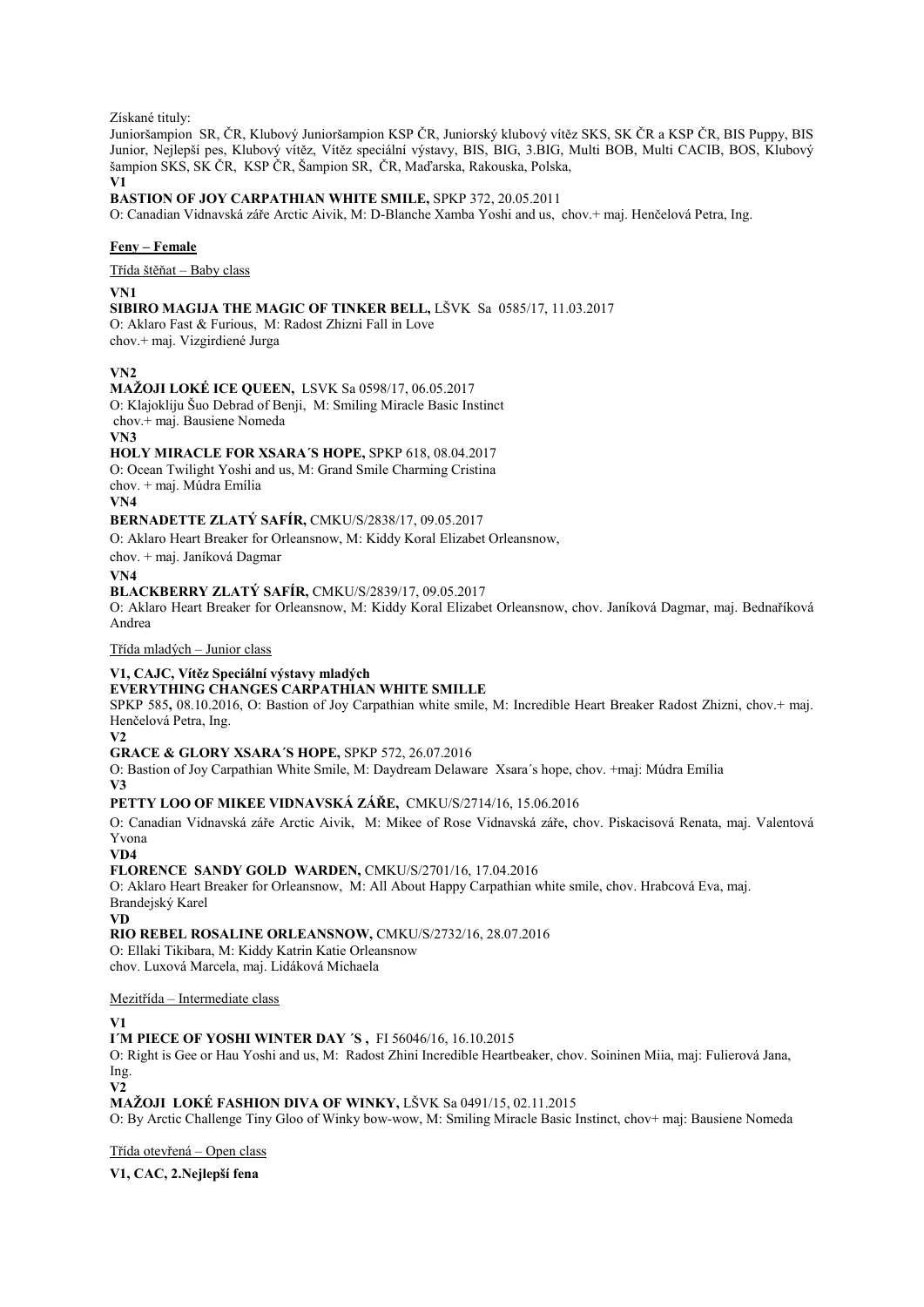Získané tituly:
Junioršampion SR, ČR, Klubový Junioršampion KSP ČR, Juniorský klubový vítěz SKS, SK ČR a KSP ČR, BIS Puppy, BIS Junior, Nejlepší pes, Klubový vítěz, Vítěz speciální výstavy, BIS, BIG, 3.BIG, Multi BOB, Multi CACIB, BOS, Klubový šampion SKS, SK ČR, KSP ČR, Šampion SR, ČR, Maďarska, Rakouska, Polska,

**V1**

**BASTION OF JOY CARPATHIAN WHITE SMILE,** SPKP 372, 20.05.2011
O: Canadian Vidnavská záře Arctic Aivik, M: D-Blanche Xamba Yoshi and us, chov.+ maj. Henčelová Petra, Ing.

## Feny – Female

Třída štěňat – Baby class

**VN1**
**SIBIRO MAGIJA THE MAGIC OF TINKER BELL,** LŠVK Sa 0585/17, 11.03.2017
O: Aklaro Fast & Furious, M: Radost Zhizni Fall in Love
chov.+ maj. Vizgirdiené Jurga

**VN2**
**MAŽOJI LOKÉ ICE QUEEN,** LSVK Sa 0598/17, 06.05.2017
O: Klajokliju Šuo Debrad of Benji, M: Smiling Miracle Basic Instinct
chov.+ maj. Bausiene Nomeda

**VN3**
**HOLY MIRACLE FOR XSARA´S HOPE,** SPKP 618, 08.04.2017
O: Ocean Twilight Yoshi and us, M: Grand Smile Charming Cristina
chov. + maj. Múdra Emília

**VN4**
**BERNADETTE ZLATÝ SAFÍR,** CMKU/S/2838/17, 09.05.2017
O: Aklaro Heart Breaker for Orleansnow, M: Kiddy Koral Elizabet Orleansnow,
chov. + maj. Janíková Dagmar

**VN4**
**BLACKBERRY ZLATÝ SAFÍR,** CMKU/S/2839/17, 09.05.2017
O: Aklaro Heart Breaker for Orleansnow, M: Kiddy Koral Elizabet Orleansnow, chov. Janíková Dagmar, maj. Bednaříková Andrea

Třída mladých – Junior class

**V1, CAJC, Vítěz Speciální výstavy mladých**
**EVERYTHING CHANGES CARPATHIAN WHITE SMILLE**
SPKP 585**,** 08.10.2016, O: Bastion of Joy Carpathian white smile, M: Incredible Heart Breaker Radost Zhizni, chov.+ maj. Henčelová Petra, Ing.

**V2**
**GRACE & GLORY XSARA´S HOPE,** SPKP 572, 26.07.2016
O: Bastion of Joy Carpathian White Smile, M: Daydream Delaware Xsara´s hope, chov. +maj: Múdra Emília

**V3**
**PETTY LOO OF MIKEE VIDNAVSKÁ ZÁŘE,** CMKU/S/2714/16, 15.06.2016
O: Canadian Vidnavská záře Arctic Aivik, M: Mikee of Rose Vidnavská záře, chov. Piskacisová Renata, maj. Valentová Yvona

**VD4**
**FLORENCE SANDY GOLD WARDEN,** CMKU/S/2701/16, 17.04.2016
O: Aklaro Heart Breaker for Orleansnow, M: All About Happy Carpathian white smile, chov. Hrabcová Eva, maj. Brandejský Karel

**VD**
**RIO REBEL ROSALINE ORLEANSNOW,** CMKU/S/2732/16, 28.07.2016
O: Ellaki Tikibara, M: Kiddy Katrin Katie Orleansnow
chov. Luxová Marcela, maj. Lidáková Michaela

Mezitřída – Intermediate class

**V1**
**I´M PIECE OF YOSHI WINTER DAY ´S ,** FI 56046/16, 16.10.2015
O: Right is Gee or Hau Yoshi and us, M: Radost Zhini Incredible Heartbeaker, chov. Soininen Miia, maj: Fulierová Jana, Ing.

**V2**
**MAŽOJI LOKÉ FASHION DIVA OF WINKY,** LŠVK Sa 0491/15, 02.11.2015
O: By Arctic Challenge Tiny Gloo of Winky bow-wow, M: Smiling Miracle Basic Instinct, chov+ maj: Bausiene Nomeda

Třída otevřená – Open class

**V1, CAC, 2.Nejlepší fena**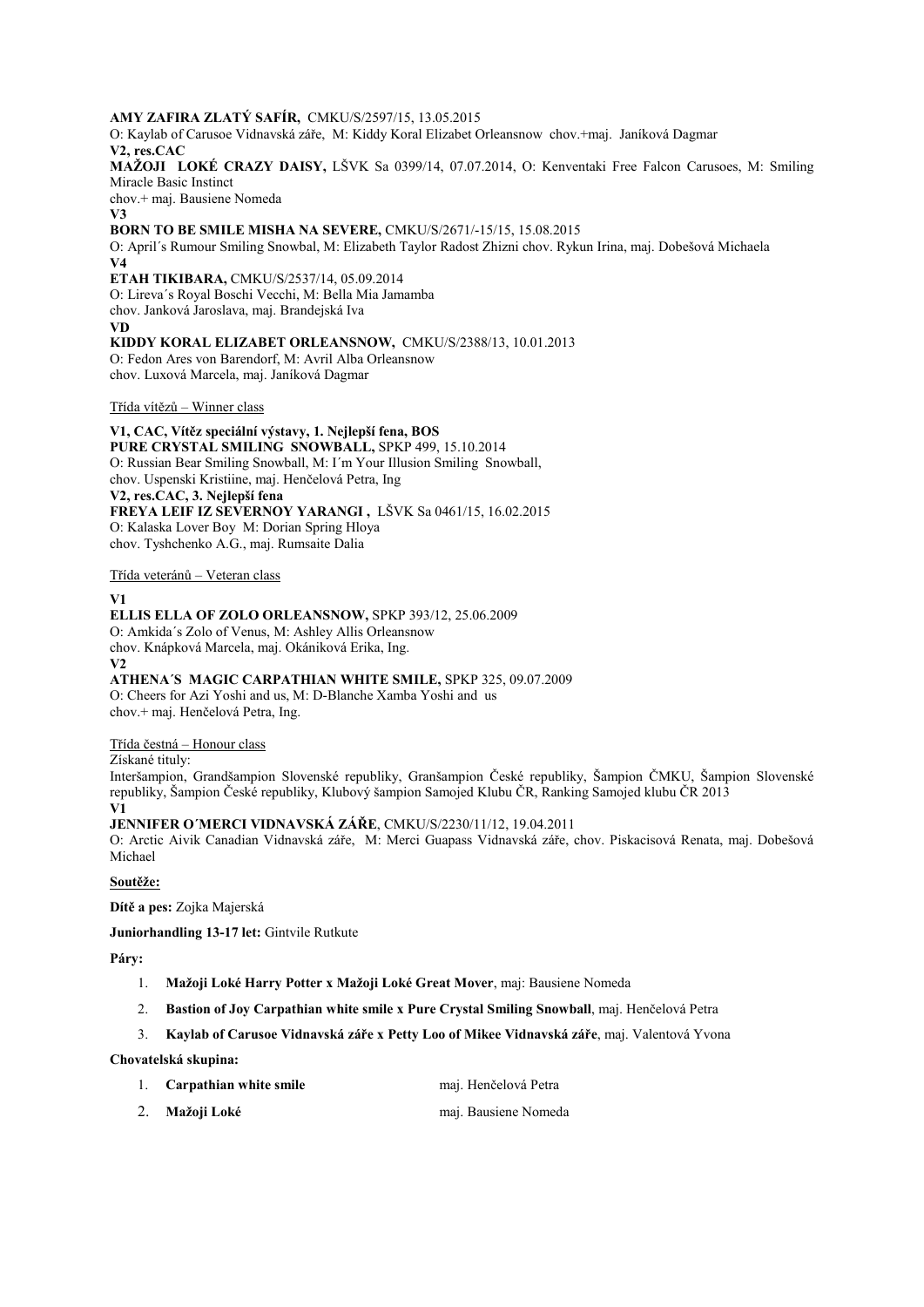**AMY ZAFIRA ZLATÝ SAFÍR,** CMKU/S/2597/15, 13.05.2015
O: Kaylab of Carusoe Vidnavská záře, M: Kiddy Koral Elizabet Orleansnow chov.+maj. Janíková Dagmar
**V2, res.CAC**
**MAŽOJI LOKÉ CRAZY DAISY,** LŠVK Sa 0399/14, 07.07.2014, O: Kenventaki Free Falcon Carusoes, M: Smiling Miracle Basic Instinct
chov.+ maj. Bausiene Nomeda
**V3**
**BORN TO BE SMILE MISHA NA SEVERE,** CMKU/S/2671/-15/15, 15.08.2015
O: April´s Rumour Smiling Snowbal, M: Elizabeth Taylor Radost Zhizni chov. Rykun Irina, maj. Dobešová Michaela
**V4**
**ETAH TIKIBARA,** CMKU/S/2537/14, 05.09.2014
O: Lireva´s Royal Boschi Vecchi, M: Bella Mia Jamamba
chov. Janková Jaroslava, maj. Brandejská Iva
**VD**
**KIDDY KORAL ELIZABET ORLEANSNOW,** CMKU/S/2388/13, 10.01.2013
O: Fedon Ares von Barendorf, M: Avril Alba Orleansnow
chov. Luxová Marcela, maj. Janíková Dagmar

Třída vítězů – Winner class

**V1, CAC, Vítěz speciální výstavy, 1. Nejlepší fena, BOS**
**PURE CRYSTAL SMILING SNOWBALL,** SPKP 499, 15.10.2014
O: Russian Bear Smiling Snowball, M: I´m Your Illusion Smiling Snowball,
chov. Uspenski Kristiine, maj. Henčelová Petra, Ing
**V2, res.CAC, 3. Nejlepší fena**
**FREYA LEIF IZ SEVERNOY YARANGI ,** LŠVK Sa 0461/15, 16.02.2015
O: Kalaska Lover Boy M: Dorian Spring Hloya
chov. Tyshchenko A.G., maj. Rumsaite Dalia

Třída veteránů – Veteran class

**V1**
**ELLIS ELLA OF ZOLO ORLEANSNOW,** SPKP 393/12, 25.06.2009
O: Amkida´s Zolo of Venus, M: Ashley Allis Orleansnow
chov. Knápková Marcela, maj. Okániková Erika, Ing.
**V2**
**ATHENA´S MAGIC CARPATHIAN WHITE SMILE,** SPKP 325, 09.07.2009
O: Cheers for Azi Yoshi and us, M: D-Blanche Xamba Yoshi and us
chov.+ maj. Henčelová Petra, Ing.

Třída čestná – Honour class

Získané tituly:
Interšampion, Grandšampion Slovenské republiky, Granšampion České republiky, Šampion ČMKU, Šampion Slovenské republiky, Šampion České republiky, Klubový šampion Samojed Klubu ČR, Ranking Samojed klubu ČR 2013
**V1**
**JENNIFER O´MERCI VIDNAVSKÁ ZÁŘE**, CMKU/S/2230/11/12, 19.04.2011
O: Arctic Aivik Canadian Vidnavská záře, M: Merci Guapass Vidnavská záře, chov. Piskacisová Renata, maj. Dobešová Michael

**Soutěže:**

**Dítě a pes:** Zojka Majerská

**Juniorhandling 13-17 let:** Gintvile Rutkute

**Páry:**

1. **Mažoji Loké Harry Potter x Mažoji Loké Great Mover**, maj: Bausiene Nomeda
2. **Bastion of Joy Carpathian white smile x Pure Crystal Smiling Snowball**, maj. Henčelová Petra
3. **Kaylab of Carusoe Vidnavská záře x Petty Loo of Mikee Vidnavská záře**, maj. Valentová Yvona

**Chovatelská skupina:**

1. **Carpathian white smile** maj. Henčelová Petra
2. **Mažoji Loké** maj. Bausiene Nomeda